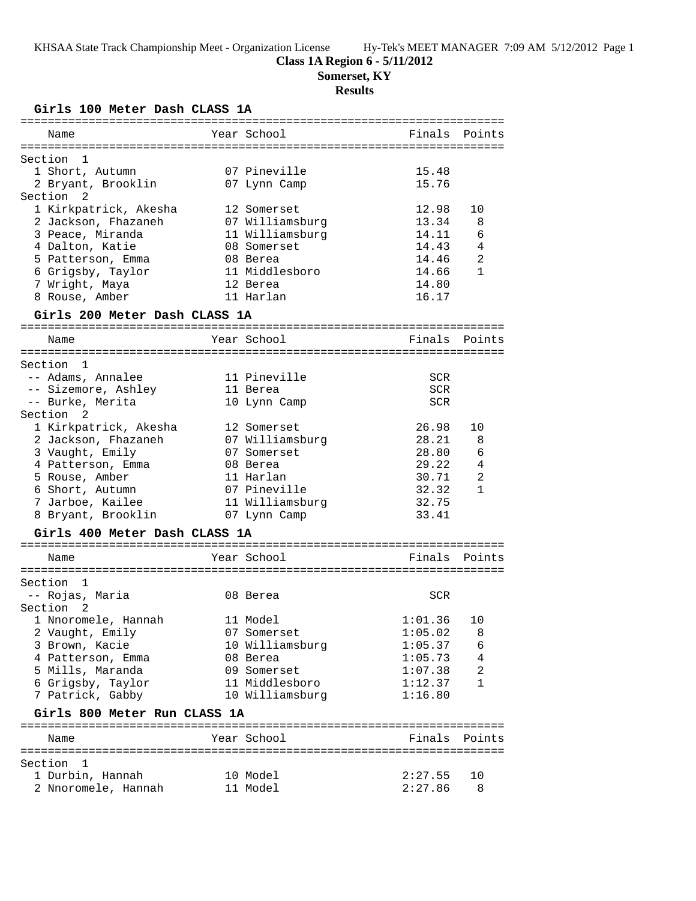KHSAA State Track Championship Meet - Organization License    Hy-Tek's MEET MANAGER 7:09 AM 5/12/2012

# Class 1A Region 6 - 5/11/2012

## Somerset, KY

## Results

### Girls 100 Meter Dash CLASS 1A

| Place | Name | Year | School | Finals | Points |
|---|---|---|---|---|---|
| **Section 1** | | | | | |
| 1 | Short, Autumn | 07 | Pineville | 15.48 | |
| 2 | Bryant, Brooklin | 07 | Lynn Camp | 15.76 | |
| **Section 2** | | | | | |
| 1 | Kirkpatrick, Akesha | 12 | Somerset | 12.98 | 10 |
| 2 | Jackson, Fhazaneh | 07 | Williamsburg | 13.34 | 8 |
| 3 | Peace, Miranda | 11 | Williamsburg | 14.11 | 6 |
| 4 | Dalton, Katie | 08 | Somerset | 14.43 | 4 |
| 5 | Patterson, Emma | 08 | Berea | 14.46 | 2 |
| 6 | Grigsby, Taylor | 11 | Middlesboro | 14.66 | 1 |
| 7 | Wright, Maya | 12 | Berea | 14.80 | |
| 8 | Rouse, Amber | 11 | Harlan | 16.17 | |

### Girls 200 Meter Dash CLASS 1A

| Place | Name | Year | School | Finals | Points |
|---|---|---|---|---|---|
| **Section 1** | | | | | |
| -- | Adams, Annalee | 11 | Pineville | SCR | |
| -- | Sizemore, Ashley | 11 | Berea | SCR | |
| -- | Burke, Merita | 10 | Lynn Camp | SCR | |
| **Section 2** | | | | | |
| 1 | Kirkpatrick, Akesha | 12 | Somerset | 26.98 | 10 |
| 2 | Jackson, Fhazaneh | 07 | Williamsburg | 28.21 | 8 |
| 3 | Vaught, Emily | 07 | Somerset | 28.80 | 6 |
| 4 | Patterson, Emma | 08 | Berea | 29.22 | 4 |
| 5 | Rouse, Amber | 11 | Harlan | 30.71 | 2 |
| 6 | Short, Autumn | 07 | Pineville | 32.32 | 1 |
| 7 | Jarboe, Kailee | 11 | Williamsburg | 32.75 | |
| 8 | Bryant, Brooklin | 07 | Lynn Camp | 33.41 | |

### Girls 400 Meter Dash CLASS 1A

| Place | Name | Year | School | Finals | Points |
|---|---|---|---|---|---|
| **Section 1** | | | | | |
| -- | Rojas, Maria | 08 | Berea | SCR | |
| **Section 2** | | | | | |
| 1 | Nnoromele, Hannah | 11 | Model | 1:01.36 | 10 |
| 2 | Vaught, Emily | 07 | Somerset | 1:05.02 | 8 |
| 3 | Brown, Kacie | 10 | Williamsburg | 1:05.37 | 6 |
| 4 | Patterson, Emma | 08 | Berea | 1:05.73 | 4 |
| 5 | Mills, Maranda | 09 | Somerset | 1:07.38 | 2 |
| 6 | Grigsby, Taylor | 11 | Middlesboro | 1:12.37 | 1 |
| 7 | Patrick, Gabby | 10 | Williamsburg | 1:16.80 | |

### Girls 800 Meter Run CLASS 1A

| Place | Name | Year | School | Finals | Points |
|---|---|---|---|---|---|
| **Section 1** | | | | | |
| 1 | Durbin, Hannah | 10 | Model | 2:27.55 | 10 |
| 2 | Nnoromele, Hannah | 11 | Model | 2:27.86 | 8 |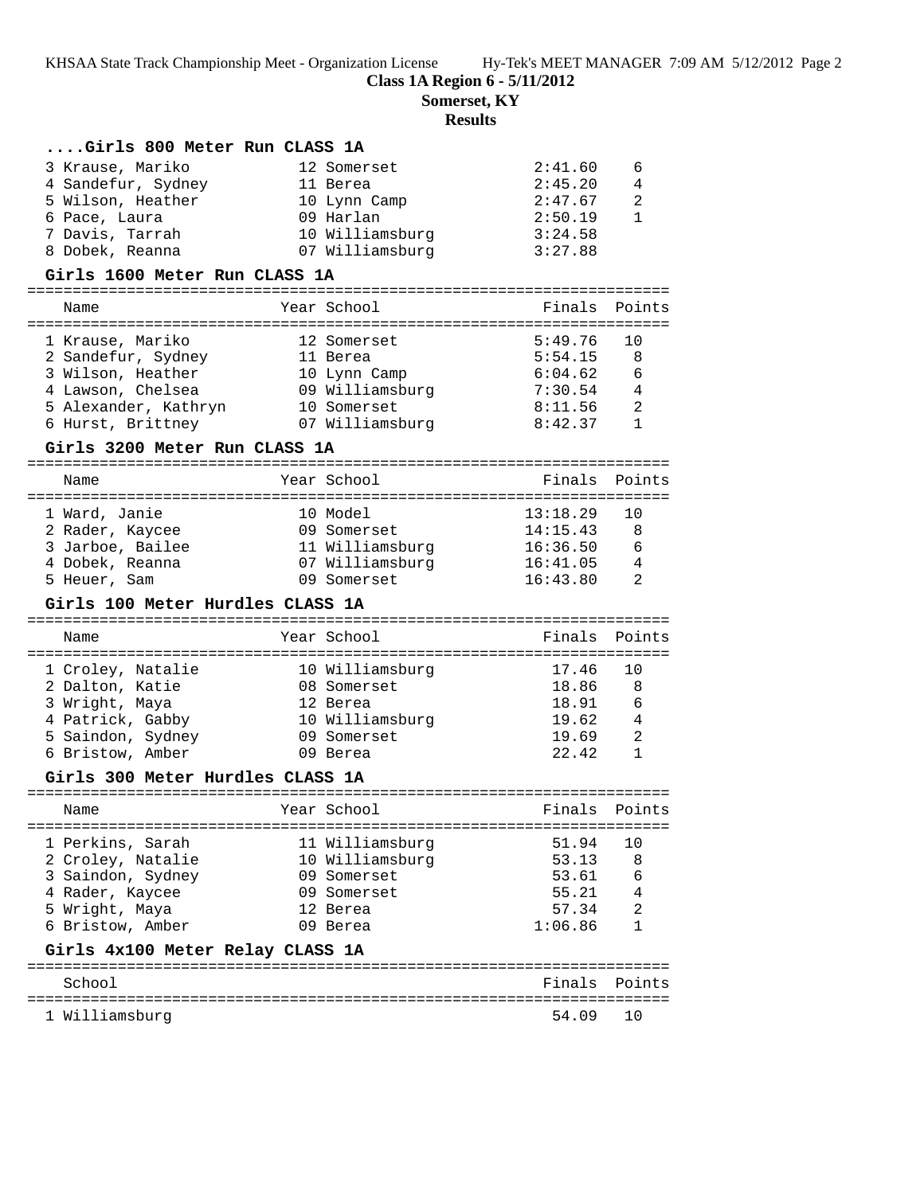**Class 1A Region 6 - 5/11/2012**

**Somerset, KY**

**Results**

### ....Girls 800 Meter Run CLASS 1A

| Name | Year | School | Finals | Points |
|---|---|---|---|---|
| 3 Krause, Mariko | 12 | Somerset | 2:41.60 | 6 |
| 4 Sandefur, Sydney | 11 | Berea | 2:45.20 | 4 |
| 5 Wilson, Heather | 10 | Lynn Camp | 2:47.67 | 2 |
| 6 Pace, Laura | 09 | Harlan | 2:50.19 | 1 |
| 7 Davis, Tarrah | 10 | Williamsburg | 3:24.58 | |
| 8 Dobek, Reanna | 07 | Williamsburg | 3:27.88 | |

### Girls 1600 Meter Run CLASS 1A

| Name | Year | School | Finals | Points |
|---|---|---|---|---|
| 1 Krause, Mariko | 12 | Somerset | 5:49.76 | 10 |
| 2 Sandefur, Sydney | 11 | Berea | 5:54.15 | 8 |
| 3 Wilson, Heather | 10 | Lynn Camp | 6:04.62 | 6 |
| 4 Lawson, Chelsea | 09 | Williamsburg | 7:30.54 | 4 |
| 5 Alexander, Kathryn | 10 | Somerset | 8:11.56 | 2 |
| 6 Hurst, Brittney | 07 | Williamsburg | 8:42.37 | 1 |

### Girls 3200 Meter Run CLASS 1A

| Name | Year | School | Finals | Points |
|---|---|---|---|---|
| 1 Ward, Janie | 10 | Model | 13:18.29 | 10 |
| 2 Rader, Kaycee | 09 | Somerset | 14:15.43 | 8 |
| 3 Jarboe, Bailee | 11 | Williamsburg | 16:36.50 | 6 |
| 4 Dobek, Reanna | 07 | Williamsburg | 16:41.05 | 4 |
| 5 Heuer, Sam | 09 | Somerset | 16:43.80 | 2 |

### Girls 100 Meter Hurdles CLASS 1A

| Name | Year | School | Finals | Points |
|---|---|---|---|---|
| 1 Croley, Natalie | 10 | Williamsburg | 17.46 | 10 |
| 2 Dalton, Katie | 08 | Somerset | 18.86 | 8 |
| 3 Wright, Maya | 12 | Berea | 18.91 | 6 |
| 4 Patrick, Gabby | 10 | Williamsburg | 19.62 | 4 |
| 5 Saindon, Sydney | 09 | Somerset | 19.69 | 2 |
| 6 Bristow, Amber | 09 | Berea | 22.42 | 1 |

### Girls 300 Meter Hurdles CLASS 1A

| Name | Year | School | Finals | Points |
|---|---|---|---|---|
| 1 Perkins, Sarah | 11 | Williamsburg | 51.94 | 10 |
| 2 Croley, Natalie | 10 | Williamsburg | 53.13 | 8 |
| 3 Saindon, Sydney | 09 | Somerset | 53.61 | 6 |
| 4 Rader, Kaycee | 09 | Somerset | 55.21 | 4 |
| 5 Wright, Maya | 12 | Berea | 57.34 | 2 |
| 6 Bristow, Amber | 09 | Berea | 1:06.86 | 1 |

### Girls 4x100 Meter Relay CLASS 1A

| School | Finals | Points |
|---|---|---|
| 1 Williamsburg | 54.09 | 10 |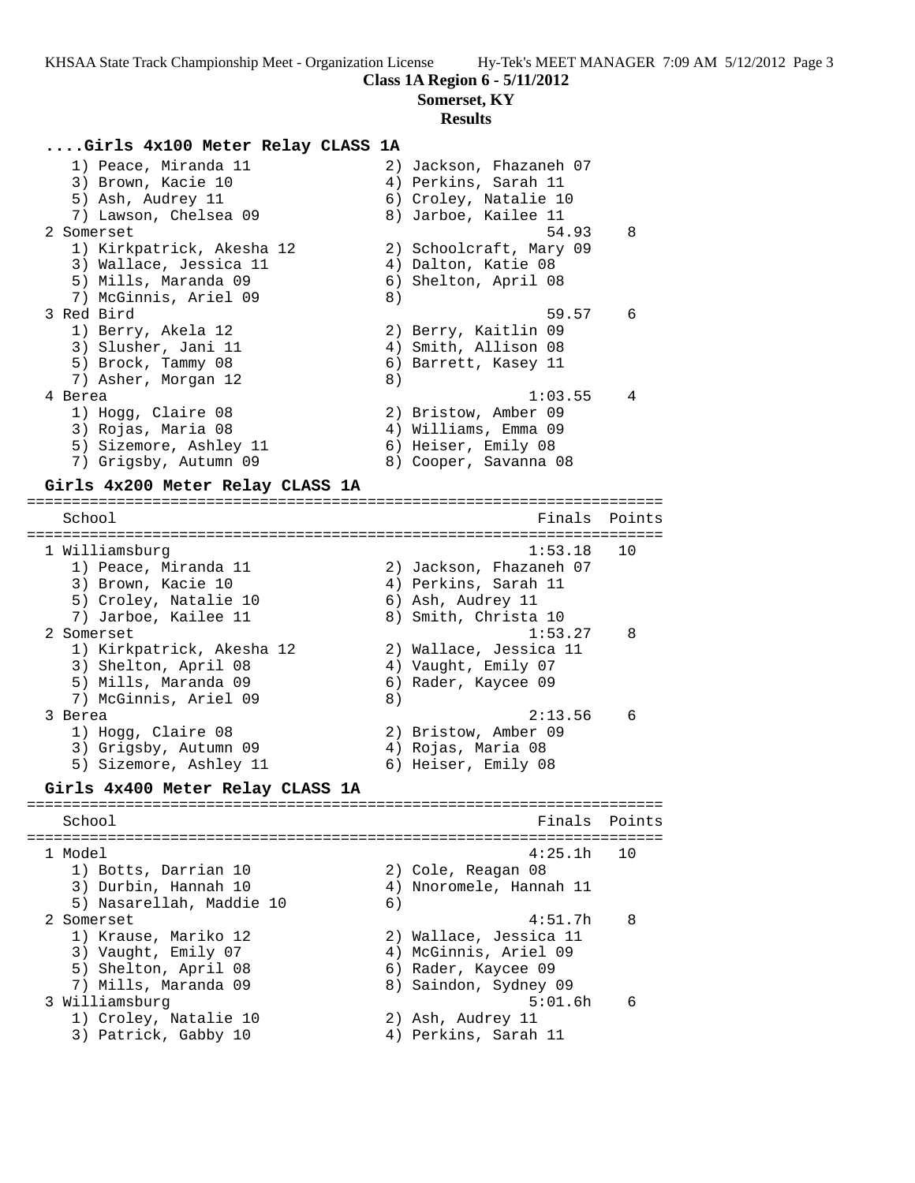## Class 1A Region 6 - 5/11/2012

### Somerset, KY

### Results

#### ....Girls 4x100 Meter Relay CLASS 1A

```
    1) Peace, Miranda 11              2) Jackson, Fhazaneh 07
    3) Brown, Kacie 10                4) Perkins, Sarah 11
    5) Ash, Audrey 11                 6) Croley, Natalie 10
    7) Lawson, Chelsea 09             8) Jarboe, Kailee 11
  2 Somerset                                     54.93    8
    1) Kirkpatrick, Akesha 12         2) Schoolcraft, Mary 09
    3) Wallace, Jessica 11            4) Dalton, Katie 08
    5) Mills, Maranda 09              6) Shelton, April 08
    7) McGinnis, Ariel 09             8)
  3 Red Bird                                     59.57    6
    1) Berry, Akela 12                2) Berry, Kaitlin 09
    3) Slusher, Jani 11               4) Smith, Allison 08
    5) Brock, Tammy 08                6) Barrett, Kasey 11
    7) Asher, Morgan 12               8)
  4 Berea                                      1:03.55    4
    1) Hogg, Claire 08                2) Bristow, Amber 09
    3) Rojas, Maria 08                4) Williams, Emma 09
    5) Sizemore, Ashley 11            6) Heiser, Emily 08
    7) Grigsby, Autumn 09             8) Cooper, Savanna 08
```

#### Girls 4x200 Meter Relay CLASS 1A

```
=======================================================================
   School                                            Finals  Points
=======================================================================
  1 Williamsburg                                 1:53.18   10
    1) Peace, Miranda 11              2) Jackson, Fhazaneh 07
    3) Brown, Kacie 10                4) Perkins, Sarah 11
    5) Croley, Natalie 10             6) Ash, Audrey 11
    7) Jarboe, Kailee 11              8) Smith, Christa 10
  2 Somerset                                     1:53.27    8
    1) Kirkpatrick, Akesha 12         2) Wallace, Jessica 11
    3) Shelton, April 08              4) Vaught, Emily 07
    5) Mills, Maranda 09              6) Rader, Kaycee 09
    7) McGinnis, Ariel 09             8)
  3 Berea                                        2:13.56    6
    1) Hogg, Claire 08                2) Bristow, Amber 09
    3) Grigsby, Autumn 09             4) Rojas, Maria 08
    5) Sizemore, Ashley 11            6) Heiser, Emily 08
```

#### Girls 4x400 Meter Relay CLASS 1A

```
=======================================================================
   School                                            Finals  Points
=======================================================================
  1 Model                                        4:25.1h   10
    1) Botts, Darrian 10              2) Cole, Reagan 08
    3) Durbin, Hannah 10              4) Nnoromele, Hannah 11
    5) Nasarellah, Maddie 10          6)
  2 Somerset                                     4:51.7h    8
    1) Krause, Mariko 12              2) Wallace, Jessica 11
    3) Vaught, Emily 07               4) McGinnis, Ariel 09
    5) Shelton, April 08              6) Rader, Kaycee 09
    7) Mills, Maranda 09              8) Saindon, Sydney 09
  3 Williamsburg                                 5:01.6h    6
    1) Croley, Natalie 10             2) Ash, Audrey 11
    3) Patrick, Gabby 10              4) Perkins, Sarah 11
```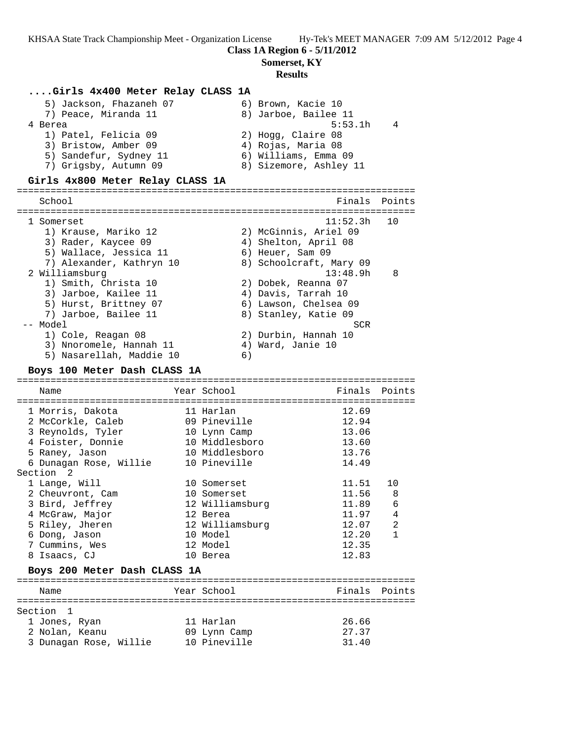**Class 1A Region 6 - 5/11/2012**

**Somerset, KY**

**Results**

### ....Girls 4x400 Meter Relay CLASS 1A

```
    5) Jackson, Fhazaneh 07           6) Brown, Kacie 10
    7) Peace, Miranda 11              8) Jarboe, Bailee 11
  4 Berea                                            5:53.1h    4
    1) Patel, Felicia 09              2) Hogg, Claire 08
    3) Bristow, Amber 09              4) Rojas, Maria 08
    5) Sandefur, Sydney 11            6) Williams, Emma 09
    7) Grigsby, Autumn 09             8) Sizemore, Ashley 11
```

### Girls 4x800 Meter Relay CLASS 1A

```
=======================================================================
    School                                               Finals  Points
=======================================================================
  1 Somerset                                           11:52.3h   10
    1) Krause, Mariko 12              2) McGinnis, Ariel 09
    3) Rader, Kaycee 09               4) Shelton, April 08
    5) Wallace, Jessica 11            6) Heuer, Sam 09
    7) Alexander, Kathryn 10          8) Schoolcraft, Mary 09
  2 Williamsburg                                       13:48.9h    8
    1) Smith, Christa 10              2) Dobek, Reanna 07
    3) Jarboe, Kailee 11              4) Davis, Tarrah 10
    5) Hurst, Brittney 07             6) Lawson, Chelsea 09
    7) Jarboe, Bailee 11              8) Stanley, Katie 09
 -- Model                                                   SCR
    1) Cole, Reagan 08                2) Durbin, Hannah 10
    3) Nnoromele, Hannah 11           4) Ward, Janie 10
    5) Nasarellah, Maddie 10          6)
```

### Boys 100 Meter Dash CLASS 1A

```
=======================================================================
    Name                    Year School                  Finals  Points
=======================================================================
  1 Morris, Dakota           11 Harlan                    12.69
  2 McCorkle, Caleb          09 Pineville                 12.94
  3 Reynolds, Tyler          10 Lynn Camp                 13.06
  4 Foister, Donnie          10 Middlesboro               13.60
  5 Raney, Jason             10 Middlesboro               13.76
  6 Dunagan Rose, Willie     10 Pineville                 14.49
Section  2
  1 Lange, Will              10 Somerset                  11.51   10
  2 Cheuvront, Cam           10 Somerset                  11.56    8
  3 Bird, Jeffrey            12 Williamsburg              11.89    6
  4 McGraw, Major            12 Berea                     11.97    4
  5 Riley, Jheren            12 Williamsburg              12.07    2
  6 Dong, Jason              10 Model                     12.20    1
  7 Cummins, Wes             12 Model                     12.35
  8 Isaacs, CJ               10 Berea                     12.83
```

### Boys 200 Meter Dash CLASS 1A

```
=======================================================================
    Name                    Year School                  Finals  Points
=======================================================================
Section  1
  1 Jones, Ryan              11 Harlan                    26.66
  2 Nolan, Keanu             09 Lynn Camp                 27.37
  3 Dunagan Rose, Willie     10 Pineville                 31.40
```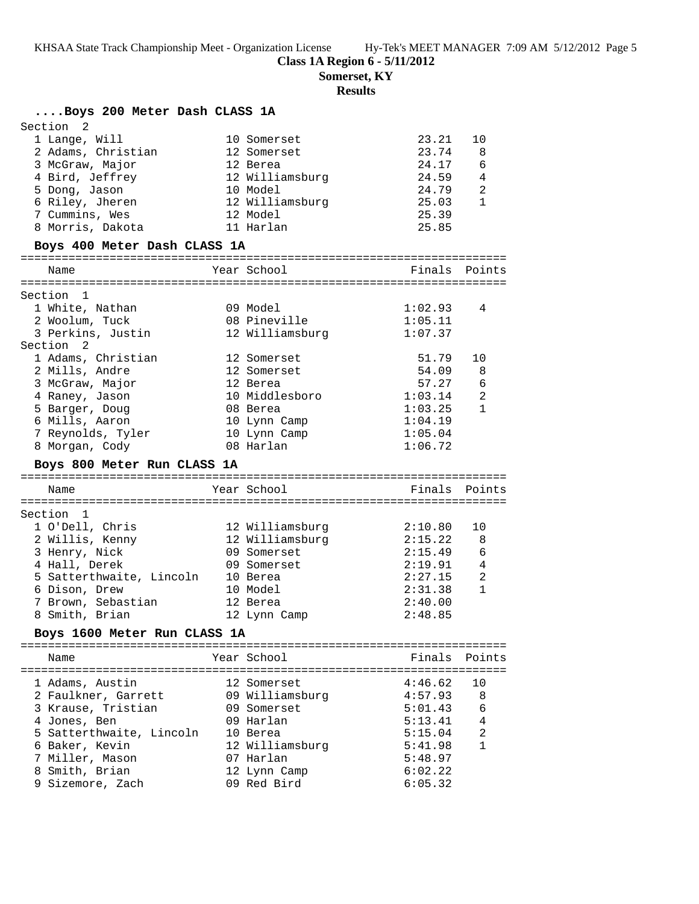**Class 1A Region 6 - 5/11/2012**

**Somerset, KY**

**Results**

## ....Boys 200 Meter Dash CLASS 1A

Section 2

| Place | Name | Year | School | Finals | Points |
|---|---|---|---|---|---|
| 1 | Lange, Will | 10 | Somerset | 23.21 | 10 |
| 2 | Adams, Christian | 12 | Somerset | 23.74 | 8 |
| 3 | McGraw, Major | 12 | Berea | 24.17 | 6 |
| 4 | Bird, Jeffrey | 12 | Williamsburg | 24.59 | 4 |
| 5 | Dong, Jason | 10 | Model | 24.79 | 2 |
| 6 | Riley, Jheren | 12 | Williamsburg | 25.03 | 1 |
| 7 | Cummins, Wes | 12 | Model | 25.39 | |
| 8 | Morris, Dakota | 11 | Harlan | 25.85 | |

## Boys 400 Meter Dash CLASS 1A

| Place | Name | Year | School | Finals | Points |
|---|---|---|---|---|---|
| **Section 1** | | | | | |
| 1 | White, Nathan | 09 | Model | 1:02.93 | 4 |
| 2 | Woolum, Tuck | 08 | Pineville | 1:05.11 | |
| 3 | Perkins, Justin | 12 | Williamsburg | 1:07.37 | |
| **Section 2** | | | | | |
| 1 | Adams, Christian | 12 | Somerset | 51.79 | 10 |
| 2 | Mills, Andre | 12 | Somerset | 54.09 | 8 |
| 3 | McGraw, Major | 12 | Berea | 57.27 | 6 |
| 4 | Raney, Jason | 10 | Middlesboro | 1:03.14 | 2 |
| 5 | Barger, Doug | 08 | Berea | 1:03.25 | 1 |
| 6 | Mills, Aaron | 10 | Lynn Camp | 1:04.19 | |
| 7 | Reynolds, Tyler | 10 | Lynn Camp | 1:05.04 | |
| 8 | Morgan, Cody | 08 | Harlan | 1:06.72 | |

## Boys 800 Meter Run CLASS 1A

| Place | Name | Year | School | Finals | Points |
|---|---|---|---|---|---|
| **Section 1** | | | | | |
| 1 | O'Dell, Chris | 12 | Williamsburg | 2:10.80 | 10 |
| 2 | Willis, Kenny | 12 | Williamsburg | 2:15.22 | 8 |
| 3 | Henry, Nick | 09 | Somerset | 2:15.49 | 6 |
| 4 | Hall, Derek | 09 | Somerset | 2:19.91 | 4 |
| 5 | Satterthwaite, Lincoln | 10 | Berea | 2:27.15 | 2 |
| 6 | Dison, Drew | 10 | Model | 2:31.38 | 1 |
| 7 | Brown, Sebastian | 12 | Berea | 2:40.00 | |
| 8 | Smith, Brian | 12 | Lynn Camp | 2:48.85 | |

## Boys 1600 Meter Run CLASS 1A

| Place | Name | Year | School | Finals | Points |
|---|---|---|---|---|---|
| 1 | Adams, Austin | 12 | Somerset | 4:46.62 | 10 |
| 2 | Faulkner, Garrett | 09 | Williamsburg | 4:57.93 | 8 |
| 3 | Krause, Tristian | 09 | Somerset | 5:01.43 | 6 |
| 4 | Jones, Ben | 09 | Harlan | 5:13.41 | 4 |
| 5 | Satterthwaite, Lincoln | 10 | Berea | 5:15.04 | 2 |
| 6 | Baker, Kevin | 12 | Williamsburg | 5:41.98 | 1 |
| 7 | Miller, Mason | 07 | Harlan | 5:48.97 | |
| 8 | Smith, Brian | 12 | Lynn Camp | 6:02.22 | |
| 9 | Sizemore, Zach | 09 | Red Bird | 6:05.32 | |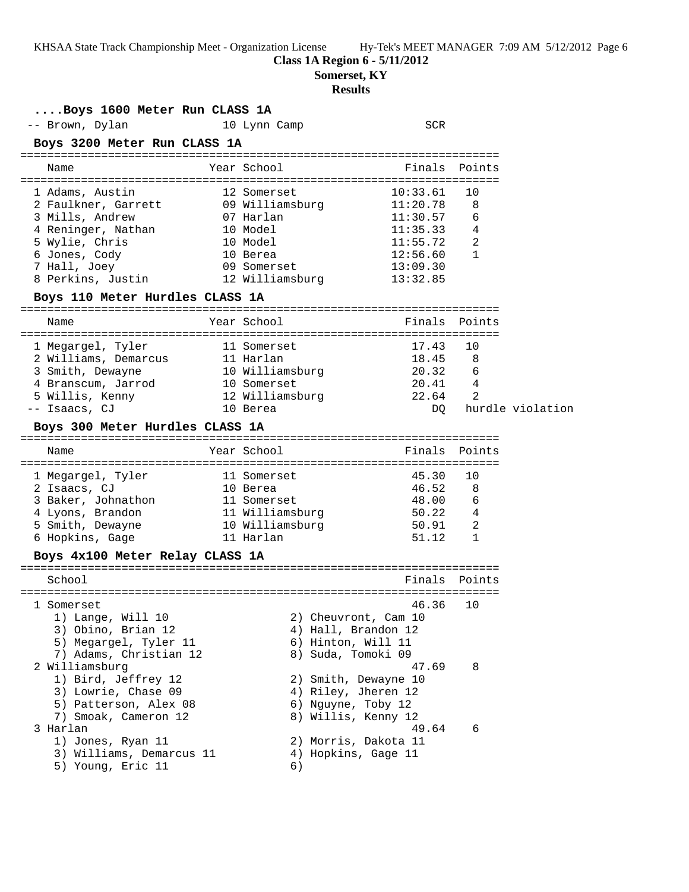**Class 1A Region 6 - 5/11/2012**

**Somerset, KY**

**Results**

### ....Boys 1600 Meter Run CLASS 1A

| Name | Year | School | Finals | Points |
|---|---|---|---|---|
| -- Brown, Dylan | 10 | Lynn Camp | SCR | |

### Boys 3200 Meter Run CLASS 1A

| Name | Year | School | Finals | Points |
|---|---|---|---|---|
| 1 Adams, Austin | 12 | Somerset | 10:33.61 | 10 |
| 2 Faulkner, Garrett | 09 | Williamsburg | 11:20.78 | 8 |
| 3 Mills, Andrew | 07 | Harlan | 11:30.57 | 6 |
| 4 Reninger, Nathan | 10 | Model | 11:35.33 | 4 |
| 5 Wylie, Chris | 10 | Model | 11:55.72 | 2 |
| 6 Jones, Cody | 10 | Berea | 12:56.60 | 1 |
| 7 Hall, Joey | 09 | Somerset | 13:09.30 | |
| 8 Perkins, Justin | 12 | Williamsburg | 13:32.85 | |

### Boys 110 Meter Hurdles CLASS 1A

| Name | Year | School | Finals | Points |
|---|---|---|---|---|
| 1 Megargel, Tyler | 11 | Somerset | 17.43 | 10 |
| 2 Williams, Demarcus | 11 | Harlan | 18.45 | 8 |
| 3 Smith, Dewayne | 10 | Williamsburg | 20.32 | 6 |
| 4 Branscum, Jarrod | 10 | Somerset | 20.41 | 4 |
| 5 Willis, Kenny | 12 | Williamsburg | 22.64 | 2 |
| -- Isaacs, CJ | 10 | Berea | DQ | hurdle violation |

### Boys 300 Meter Hurdles CLASS 1A

| Name | Year | School | Finals | Points |
|---|---|---|---|---|
| 1 Megargel, Tyler | 11 | Somerset | 45.30 | 10 |
| 2 Isaacs, CJ | 10 | Berea | 46.52 | 8 |
| 3 Baker, Johnathon | 11 | Somerset | 48.00 | 6 |
| 4 Lyons, Brandon | 11 | Williamsburg | 50.22 | 4 |
| 5 Smith, Dewayne | 10 | Williamsburg | 50.91 | 2 |
| 6 Hopkins, Gage | 11 | Harlan | 51.12 | 1 |

### Boys 4x100 Meter Relay CLASS 1A

| School | Finals | Points |
|---|---|---|
| 1 Somerset | 46.36 | 10 |
| 2 Williamsburg | 47.69 | 8 |
| 3 Harlan | 49.64 | 6 |

**1 Somerset**
1) Lange, Will 10
2) Cheuvront, Cam 10
3) Obino, Brian 12
4) Hall, Brandon 12
5) Megargel, Tyler 11
6) Hinton, Will 11
7) Adams, Christian 12
8) Suda, Tomoki 09

**2 Williamsburg**
1) Bird, Jeffrey 12
2) Smith, Dewayne 10
3) Lowrie, Chase 09
4) Riley, Jheren 12
5) Patterson, Alex 08
6) Nguyne, Toby 12
7) Smoak, Cameron 12
8) Willis, Kenny 12

**3 Harlan**
1) Jones, Ryan 11
2) Morris, Dakota 11
3) Williams, Demarcus 11
4) Hopkins, Gage 11
5) Young, Eric 11
6)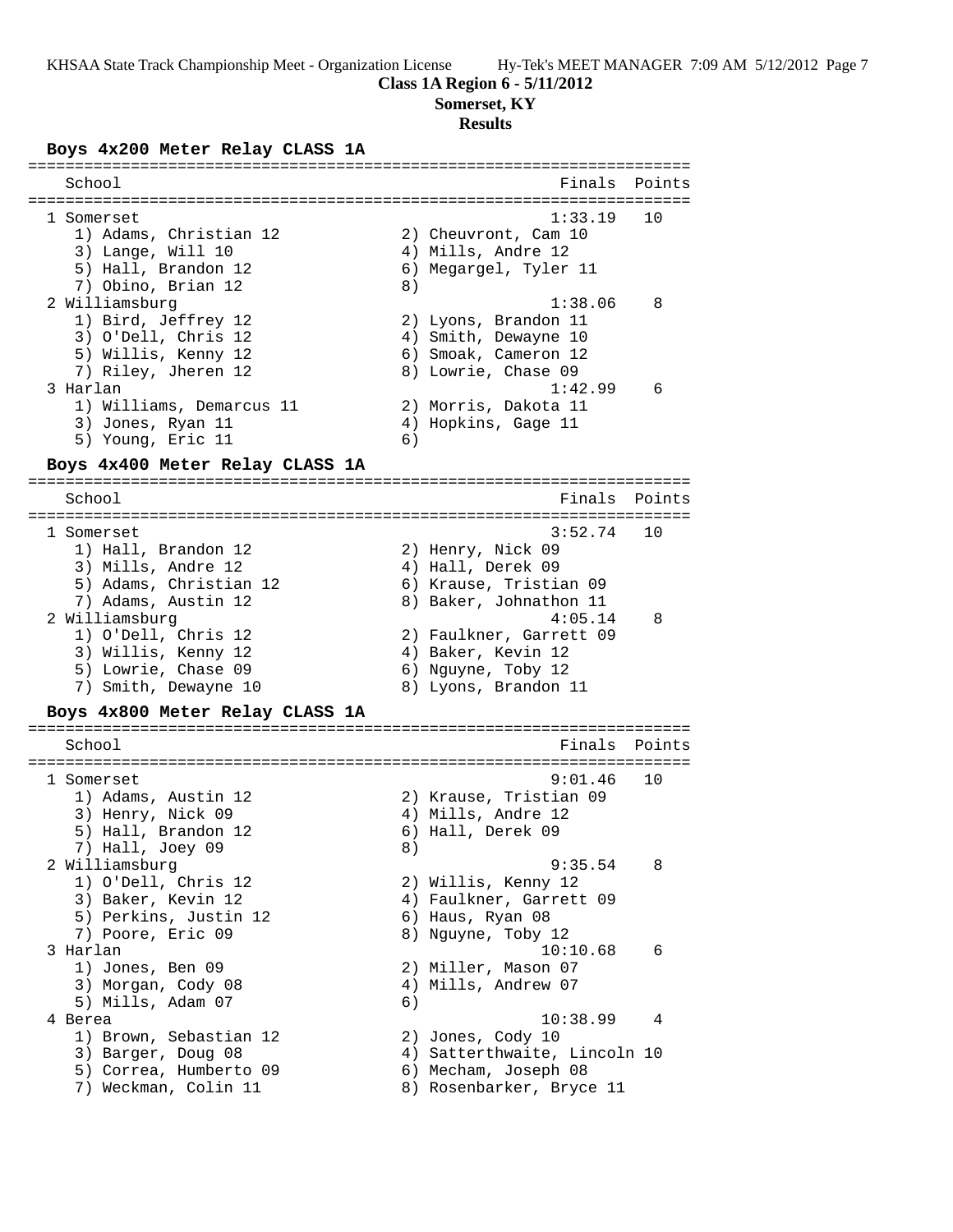**Class 1A Region 6 - 5/11/2012**

**Somerset, KY**

**Results**

### Boys 4x200 Meter Relay CLASS 1A

```
=======================================================================
   School                                                Finals  Points
=======================================================================
  1 Somerset                                            1:33.19   10
     1) Adams, Christian 12             2) Cheuvront, Cam 10
     3) Lange, Will 10                  4) Mills, Andre 12
     5) Hall, Brandon 12                6) Megargel, Tyler 11
     7) Obino, Brian 12                 8)
  2 Williamsburg                                        1:38.06    8
     1) Bird, Jeffrey 12                2) Lyons, Brandon 11
     3) O'Dell, Chris 12                4) Smith, Dewayne 10
     5) Willis, Kenny 12                6) Smoak, Cameron 12
     7) Riley, Jheren 12                8) Lowrie, Chase 09
  3 Harlan                                              1:42.99    6
     1) Williams, Demarcus 11           2) Morris, Dakota 11
     3) Jones, Ryan 11                  4) Hopkins, Gage 11
     5) Young, Eric 11                  6)
```

### Boys 4x400 Meter Relay CLASS 1A

```
=======================================================================
   School                                                Finals  Points
=======================================================================
  1 Somerset                                            3:52.74   10
     1) Hall, Brandon 12                2) Henry, Nick 09
     3) Mills, Andre 12                 4) Hall, Derek 09
     5) Adams, Christian 12             6) Krause, Tristian 09
     7) Adams, Austin 12                8) Baker, Johnathon 11
  2 Williamsburg                                        4:05.14    8
     1) O'Dell, Chris 12                2) Faulkner, Garrett 09
     3) Willis, Kenny 12                4) Baker, Kevin 12
     5) Lowrie, Chase 09                6) Nguyne, Toby 12
     7) Smith, Dewayne 10               8) Lyons, Brandon 11
```

### Boys 4x800 Meter Relay CLASS 1A

```
=======================================================================
   School                                                Finals  Points
=======================================================================
  1 Somerset                                            9:01.46   10
     1) Adams, Austin 12                2) Krause, Tristian 09
     3) Henry, Nick 09                  4) Mills, Andre 12
     5) Hall, Brandon 12                6) Hall, Derek 09
     7) Hall, Joey 09                   8)
  2 Williamsburg                                        9:35.54    8
     1) O'Dell, Chris 12                2) Willis, Kenny 12
     3) Baker, Kevin 12                 4) Faulkner, Garrett 09
     5) Perkins, Justin 12              6) Haus, Ryan 08
     7) Poore, Eric 09                  8) Nguyne, Toby 12
  3 Harlan                                             10:10.68    6
     1) Jones, Ben 09                   2) Miller, Mason 07
     3) Morgan, Cody 08                 4) Mills, Andrew 07
     5) Mills, Adam 07                  6)
  4 Berea                                              10:38.99    4
     1) Brown, Sebastian 12             2) Jones, Cody 10
     3) Barger, Doug 08                 4) Satterthwaite, Lincoln 10
     5) Correa, Humberto 09             6) Mecham, Joseph 08
     7) Weckman, Colin 11               8) Rosenbarker, Bryce 11
```